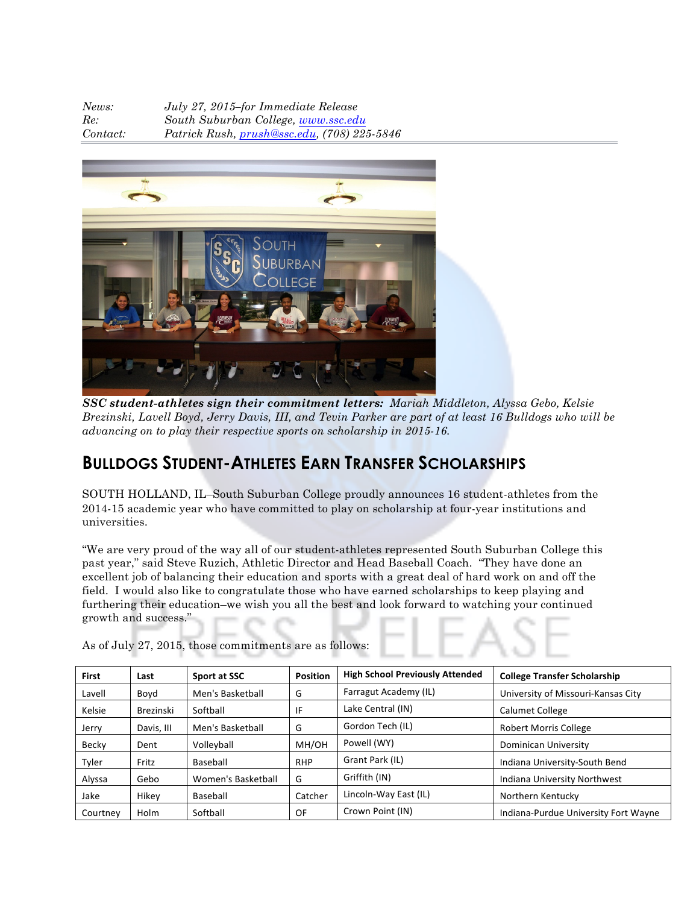*News:* *July 27, 2015–for Immediate Release*
*Re:* *South Suburban College, www.ssc.edu*
*Contact:* *Patrick Rush, prush@ssc.edu, (708) 225-5846*

***SSC student-athletes sign their commitment letters:*** *Mariah Middleton, Alyssa Gebo, Kelsie Brezinski, Lavell Boyd, Jerry Davis, III, and Tevin Parker are part of at least 16 Bulldogs who will be advancing on to play their respective sports on scholarship in 2015-16.*

## Bulldogs Student-Athletes Earn Transfer Scholarships

SOUTH HOLLAND, IL–South Suburban College proudly announces 16 student-athletes from the 2014-15 academic year who have committed to play on scholarship at four-year institutions and universities.

"We are very proud of the way all of our student-athletes represented South Suburban College this past year," said Steve Ruzich, Athletic Director and Head Baseball Coach. "They have done an excellent job of balancing their education and sports with a great deal of hard work on and off the field. I would also like to congratulate those who have earned scholarships to keep playing and furthering their education–we wish you all the best and look forward to watching your continued growth and success."

As of July 27, 2015, those commitments are as follows:

| First | Last | Sport at SSC | Position | High School Previously Attended | College Transfer Scholarship |
|---|---|---|---|---|---|
| Lavell | Boyd | Men's Basketball | G | Farragut Academy (IL) | University of Missouri-Kansas City |
| Kelsie | Brezinski | Softball | IF | Lake Central (IN) | Calumet College |
| Jerry | Davis, III | Men's Basketball | G | Gordon Tech (IL) | Robert Morris College |
| Becky | Dent | Volleyball | MH/OH | Powell (WY) | Dominican University |
| Tyler | Fritz | Baseball | RHP | Grant Park (IL) | Indiana University-South Bend |
| Alyssa | Gebo | Women's Basketball | G | Griffith (IN) | Indiana University Northwest |
| Jake | Hikey | Baseball | Catcher | Lincoln-Way East (IL) | Northern Kentucky |
| Courtney | Holm | Softball | OF | Crown Point (IN) | Indiana-Purdue University Fort Wayne |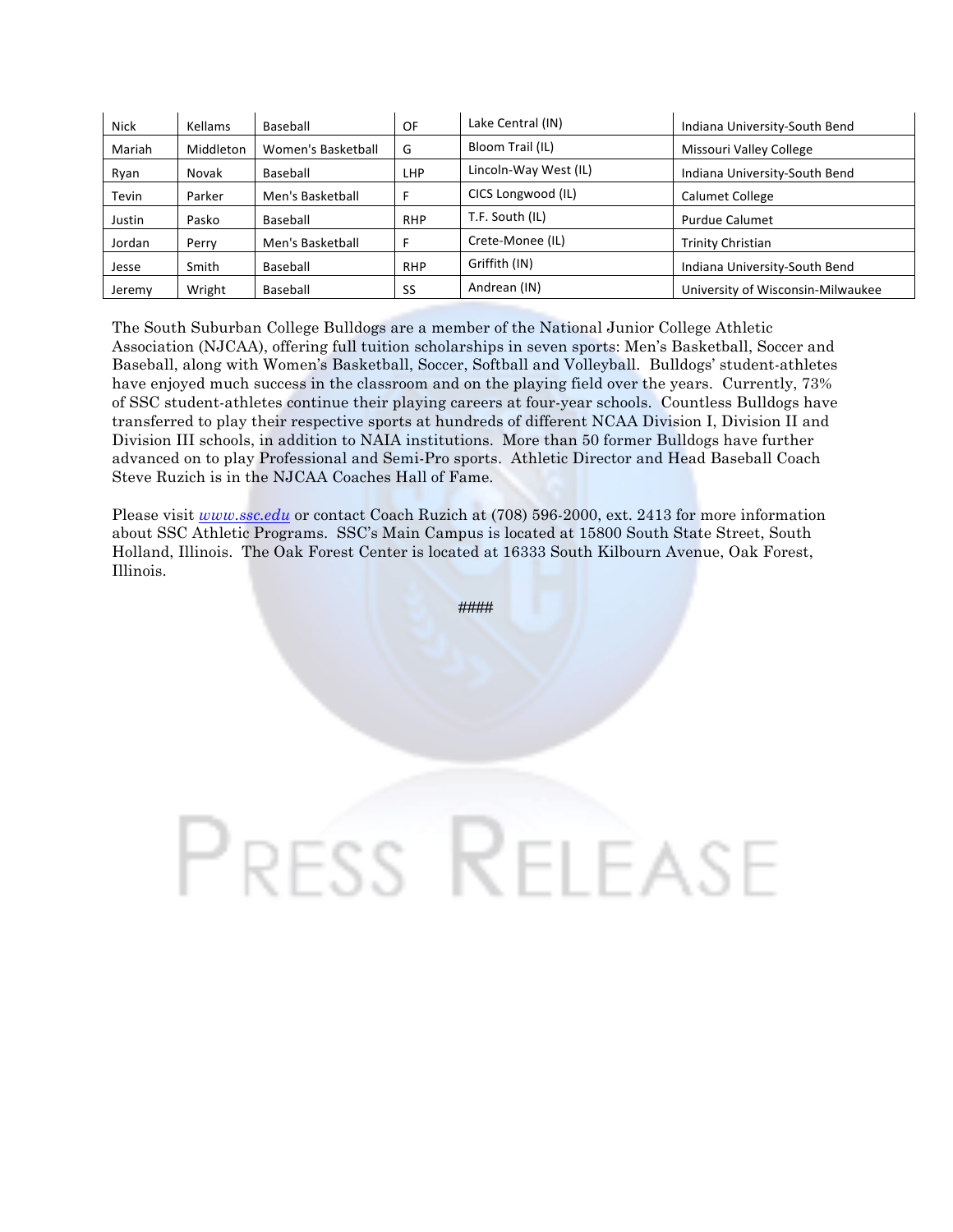| | | | | | |
|---|---|---|---|---|---|
| Nick | Kellams | Baseball | OF | Lake Central (IN) | Indiana University-South Bend |
| Mariah | Middleton | Women's Basketball | G | Bloom Trail (IL) | Missouri Valley College |
| Ryan | Novak | Baseball | LHP | Lincoln-Way West (IL) | Indiana University-South Bend |
| Tevin | Parker | Men's Basketball | F | CICS Longwood (IL) | Calumet College |
| Justin | Pasko | Baseball | RHP | T.F. South (IL) | Purdue Calumet |
| Jordan | Perry | Men's Basketball | F | Crete-Monee (IL) | Trinity Christian |
| Jesse | Smith | Baseball | RHP | Griffith (IN) | Indiana University-South Bend |
| Jeremy | Wright | Baseball | SS | Andrean (IN) | University of Wisconsin-Milwaukee |

The South Suburban College Bulldogs are a member of the National Junior College Athletic Association (NJCAA), offering full tuition scholarships in seven sports: Men's Basketball, Soccer and Baseball, along with Women's Basketball, Soccer, Softball and Volleyball. Bulldogs' student-athletes have enjoyed much success in the classroom and on the playing field over the years. Currently, 73% of SSC student-athletes continue their playing careers at four-year schools. Countless Bulldogs have transferred to play their respective sports at hundreds of different NCAA Division I, Division II and Division III schools, in addition to NAIA institutions. More than 50 former Bulldogs have further advanced on to play Professional and Semi-Pro sports. Athletic Director and Head Baseball Coach Steve Ruzich is in the NJCAA Coaches Hall of Fame.

Please visit *www.ssc.edu* or contact Coach Ruzich at (708) 596-2000, ext. 2413 for more information about SSC Athletic Programs. SSC's Main Campus is located at 15800 South State Street, South Holland, Illinois. The Oak Forest Center is located at 16333 South Kilbourn Avenue, Oak Forest, Illinois.

####